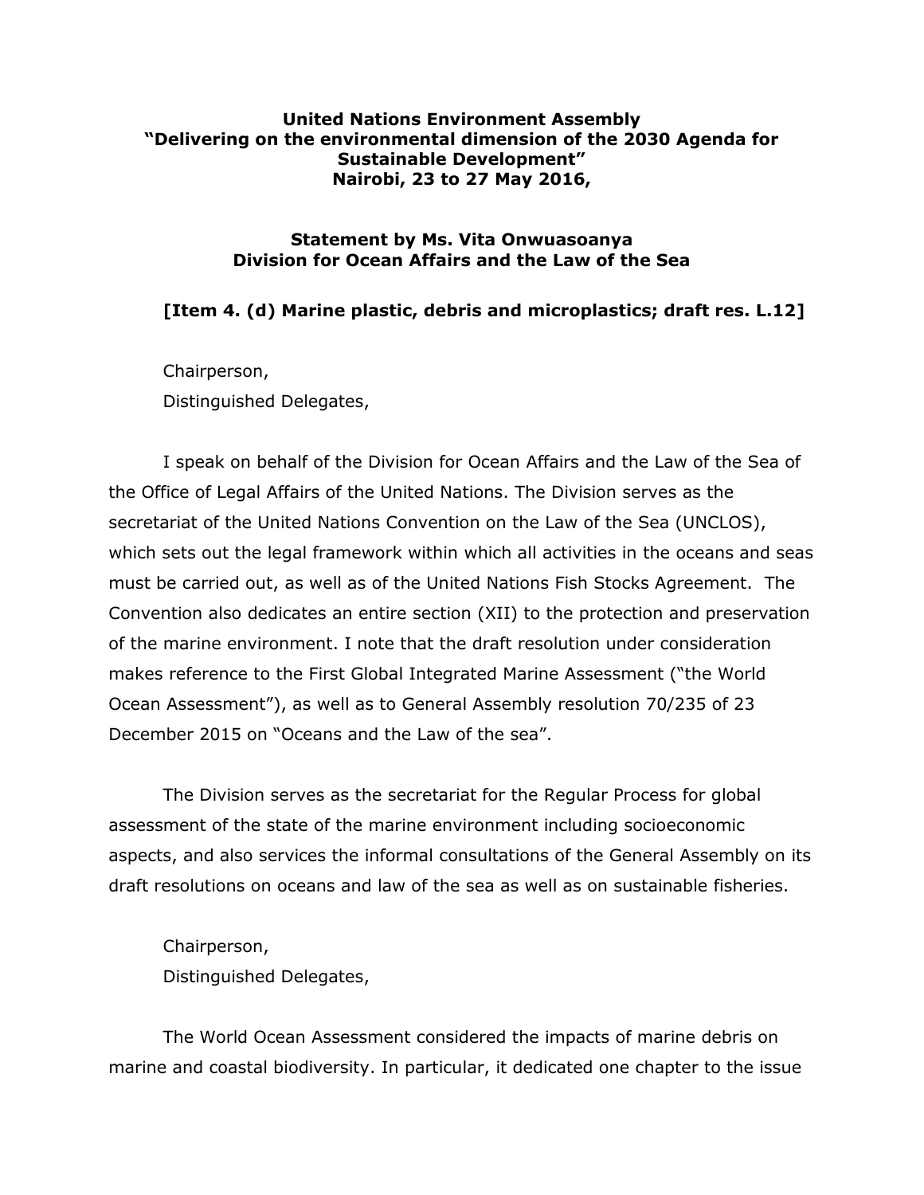**United Nations Environment Assembly**
**"Delivering on the environmental dimension of the 2030 Agenda for Sustainable Development"**
**Nairobi, 23 to 27 May 2016,**

**Statement by Ms. Vita Onwuasoanya**
**Division for Ocean Affairs and the Law of the Sea**

**[Item 4. (d) Marine plastic, debris and microplastics; draft res. L.12]**

Chairperson,
Distinguished Delegates,

I speak on behalf of the Division for Ocean Affairs and the Law of the Sea of the Office of Legal Affairs of the United Nations. The Division serves as the secretariat of the United Nations Convention on the Law of the Sea (UNCLOS), which sets out the legal framework within which all activities in the oceans and seas must be carried out, as well as of the United Nations Fish Stocks Agreement. The Convention also dedicates an entire section (XII) to the protection and preservation of the marine environment. I note that the draft resolution under consideration makes reference to the First Global Integrated Marine Assessment ("the World Ocean Assessment"), as well as to General Assembly resolution 70/235 of 23 December 2015 on "Oceans and the Law of the sea".

The Division serves as the secretariat for the Regular Process for global assessment of the state of the marine environment including socioeconomic aspects, and also services the informal consultations of the General Assembly on its draft resolutions on oceans and law of the sea as well as on sustainable fisheries.

Chairperson,
Distinguished Delegates,

The World Ocean Assessment considered the impacts of marine debris on marine and coastal biodiversity. In particular, it dedicated one chapter to the issue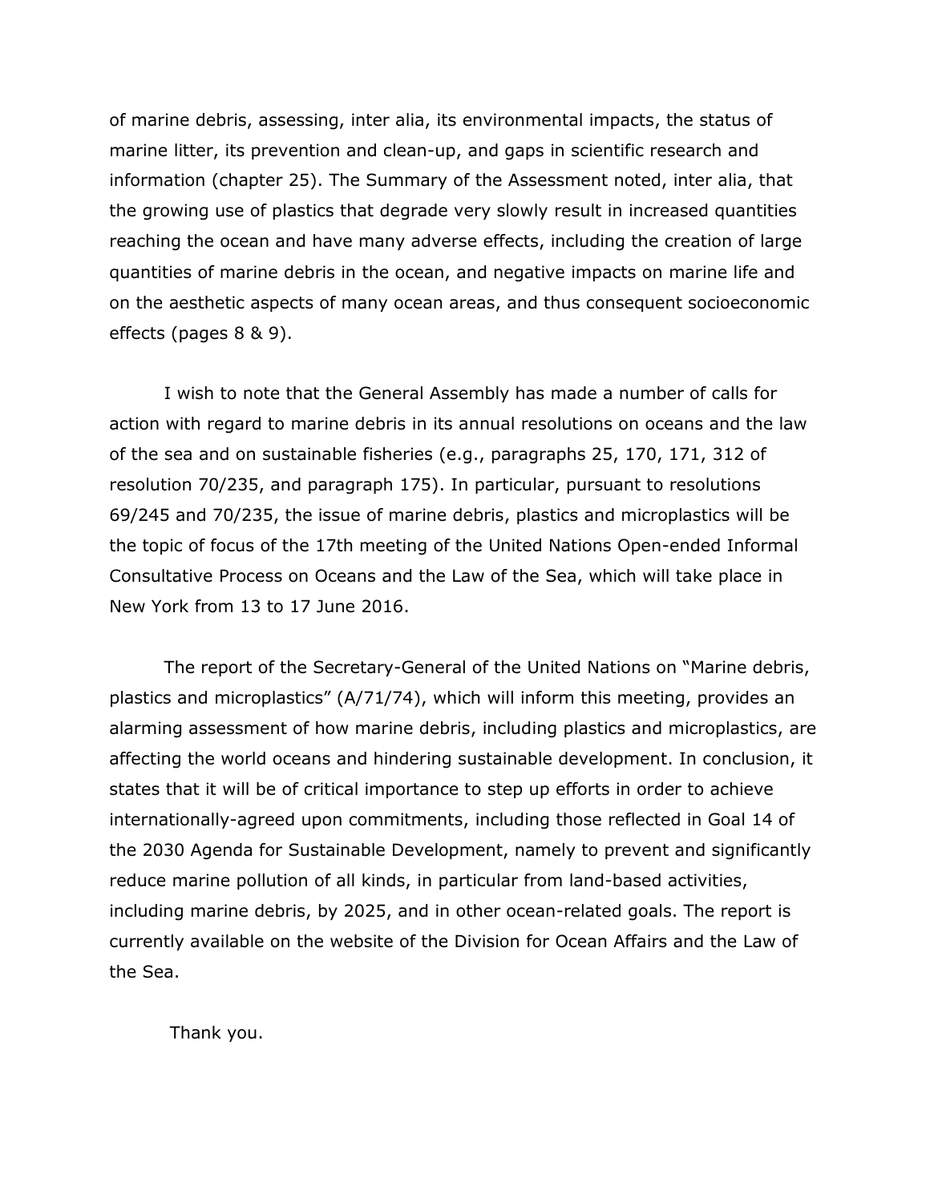of marine debris, assessing, inter alia, its environmental impacts, the status of marine litter, its prevention and clean-up, and gaps in scientific research and information (chapter 25). The Summary of the Assessment noted, inter alia, that the growing use of plastics that degrade very slowly result in increased quantities reaching the ocean and have many adverse effects, including the creation of large quantities of marine debris in the ocean, and negative impacts on marine life and on the aesthetic aspects of many ocean areas, and thus consequent socioeconomic effects (pages 8 & 9).

I wish to note that the General Assembly has made a number of calls for action with regard to marine debris in its annual resolutions on oceans and the law of the sea and on sustainable fisheries (e.g., paragraphs 25, 170, 171, 312 of resolution 70/235, and paragraph 175). In particular, pursuant to resolutions 69/245 and 70/235, the issue of marine debris, plastics and microplastics will be the topic of focus of the 17th meeting of the United Nations Open-ended Informal Consultative Process on Oceans and the Law of the Sea, which will take place in New York from 13 to 17 June 2016.

The report of the Secretary-General of the United Nations on "Marine debris, plastics and microplastics" (A/71/74), which will inform this meeting, provides an alarming assessment of how marine debris, including plastics and microplastics, are affecting the world oceans and hindering sustainable development. In conclusion, it states that it will be of critical importance to step up efforts in order to achieve internationally-agreed upon commitments, including those reflected in Goal 14 of the 2030 Agenda for Sustainable Development, namely to prevent and significantly reduce marine pollution of all kinds, in particular from land-based activities, including marine debris, by 2025, and in other ocean-related goals. The report is currently available on the website of the Division for Ocean Affairs and the Law of the Sea.

Thank you.